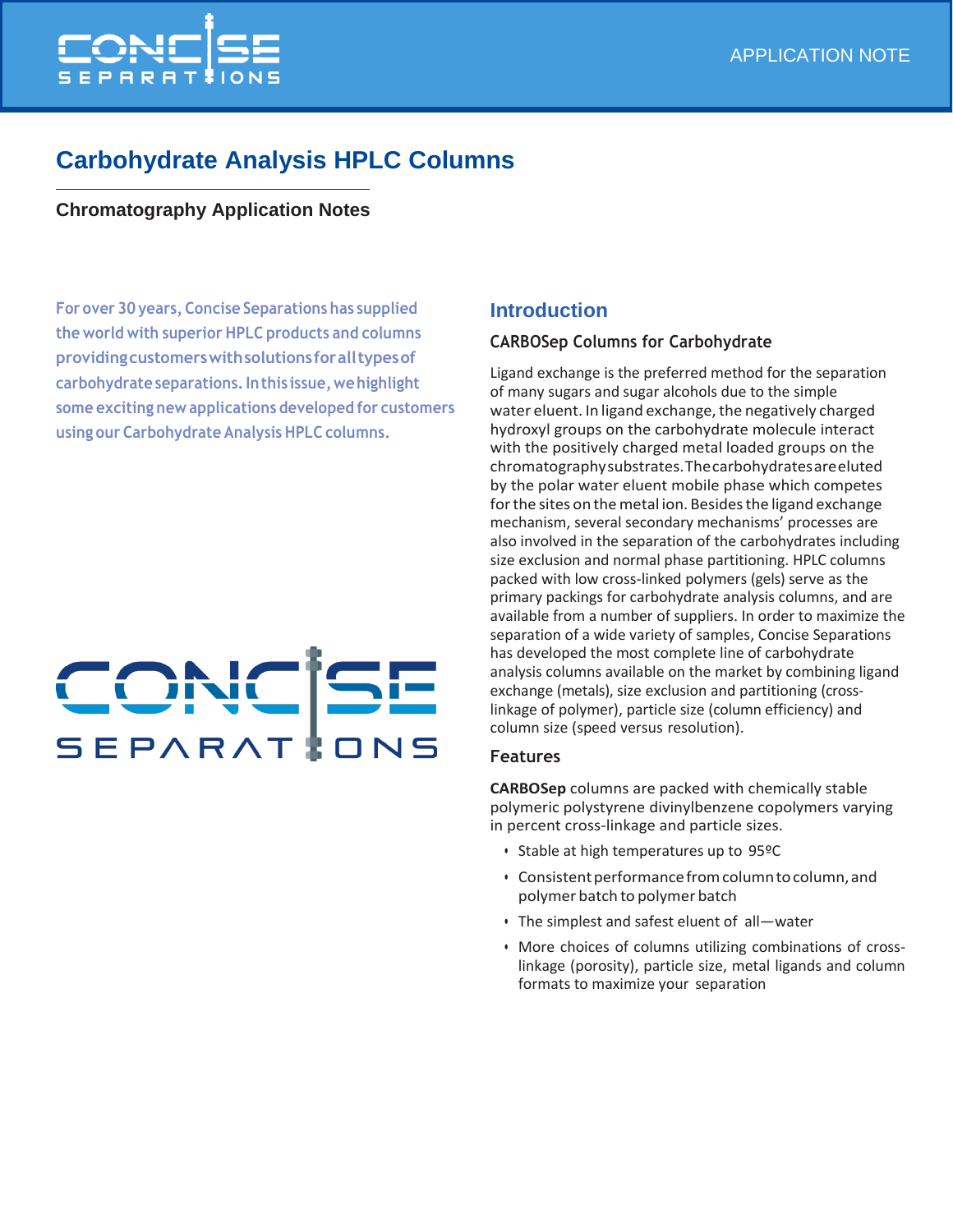# Carbohydrate Analysis HPLC Columns

### Chromatography Application Notes

For over 30 years, Concise Separations has supplied the world with superior HPLC products and columns providing customers with solutions for all types of carbohydrate separations. In this issue, we highlight some exciting new applications developed for customers using our Carbohydrate Analysis HPLC columns.

## Introduction

### CARBOSep Columns for Carbohydrate

Ligand exchange is the preferred method for the separation of many sugars and sugar alcohols due to the simple water eluent. In ligand exchange, the negatively charged hydroxyl groups on the carbohydrate molecule interact with the positively charged metal loaded groups on the chromatography substrates. The carbohydrates are eluted by the polar water eluent mobile phase which competes for the sites on the metal ion. Besides the ligand exchange mechanism, several secondary mechanisms' processes are also involved in the separation of the carbohydrates including size exclusion and normal phase partitioning. HPLC columns packed with low cross-linked polymers (gels) serve as the primary packings for carbohydrate analysis columns, and are available from a number of suppliers. In order to maximize the separation of a wide variety of samples, Concise Separations has developed the most complete line of carbohydrate analysis columns available on the market by combining ligand exchange (metals), size exclusion and partitioning (cross-linkage of polymer), particle size (column efficiency) and column size (speed versus resolution).

### Features

**CARBOSep** columns are packed with chemically stable polymeric polystyrene divinylbenzene copolymers varying in percent cross-linkage and particle sizes.

- Stable at high temperatures up to 95ºC
- Consistent performance from column to column, and polymer batch to polymer batch
- The simplest and safest eluent of all—water
- More choices of columns utilizing combinations of cross-linkage (porosity), particle size, metal ligands and column formats to maximize your separation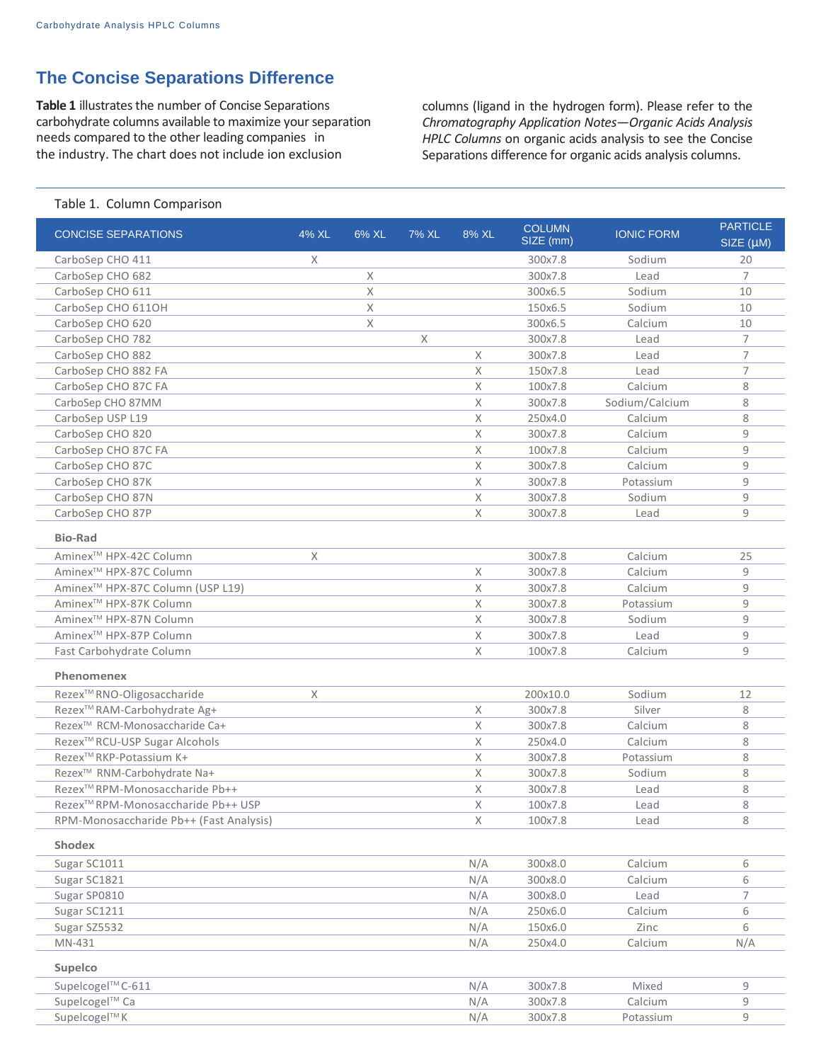## The Concise Separations Difference

**Table 1** illustrates the number of Concise Separations carbohydrate columns available to maximize your separation needs compared to the other leading companies in the industry. The chart does not include ion exclusion columns (ligand in the hydrogen form). Please refer to the *Chromatography Application Notes—Organic Acids Analysis HPLC Columns* on organic acids analysis to see the Concise Separations difference for organic acids analysis columns.

Table 1. Column Comparison

| CONCISE SEPARATIONS | 4% XL | 6% XL | 7% XL | 8% XL | COLUMN SIZE (mm) | IONIC FORM | PARTICLE SIZE (μM) |
|---|---|---|---|---|---|---|---|
| CarboSep CHO 411 | X | | | | 300x7.8 | Sodium | 20 |
| CarboSep CHO 682 | | X | | | 300x7.8 | Lead | 7 |
| CarboSep CHO 611 | | X | | | 300x6.5 | Sodium | 10 |
| CarboSep CHO 611OH | | X | | | 150x6.5 | Sodium | 10 |
| CarboSep CHO 620 | | X | | | 300x6.5 | Calcium | 10 |
| CarboSep CHO 782 | | | X | | 300x7.8 | Lead | 7 |
| CarboSep CHO 882 | | | | X | 300x7.8 | Lead | 7 |
| CarboSep CHO 882 FA | | | | X | 150x7.8 | Lead | 7 |
| CarboSep CHO 87C FA | | | | X | 100x7.8 | Calcium | 8 |
| CarboSep CHO 87MM | | | | X | 300x7.8 | Sodium/Calcium | 8 |
| CarboSep USP L19 | | | | X | 250x4.0 | Calcium | 8 |
| CarboSep CHO 820 | | | | X | 300x7.8 | Calcium | 9 |
| CarboSep CHO 87C FA | | | | X | 100x7.8 | Calcium | 9 |
| CarboSep CHO 87C | | | | X | 300x7.8 | Calcium | 9 |
| CarboSep CHO 87K | | | | X | 300x7.8 | Potassium | 9 |
| CarboSep CHO 87N | | | | X | 300x7.8 | Sodium | 9 |
| CarboSep CHO 87P | | | | X | 300x7.8 | Lead | 9 |
| **Bio-Rad** | | | | | | | |
| Aminex™ HPX-42C Column | X | | | | 300x7.8 | Calcium | 25 |
| Aminex™ HPX-87C Column | | | | X | 300x7.8 | Calcium | 9 |
| Aminex™ HPX-87C Column (USP L19) | | | | X | 300x7.8 | Calcium | 9 |
| Aminex™ HPX-87K Column | | | | X | 300x7.8 | Potassium | 9 |
| Aminex™ HPX-87N Column | | | | X | 300x7.8 | Sodium | 9 |
| Aminex™ HPX-87P Column | | | | X | 300x7.8 | Lead | 9 |
| Fast Carbohydrate Column | | | | X | 100x7.8 | Calcium | 9 |
| **Phenomenex** | | | | | | | |
| Rezex™ RNO-Oligosaccharide | X | | | | 200x10.0 | Sodium | 12 |
| Rezex™ RAM-Carbohydrate Ag+ | | | | X | 300x7.8 | Silver | 8 |
| Rezex™ RCM-Monosaccharide Ca+ | | | | X | 300x7.8 | Calcium | 8 |
| Rezex™ RCU-USP Sugar Alcohols | | | | X | 250x4.0 | Calcium | 8 |
| Rezex™ RKP-Potassium K+ | | | | X | 300x7.8 | Potassium | 8 |
| Rezex™ RNM-Carbohydrate Na+ | | | | X | 300x7.8 | Sodium | 8 |
| Rezex™ RPM-Monosaccharide Pb++ | | | | X | 300x7.8 | Lead | 8 |
| Rezex™ RPM-Monosaccharide Pb++ USP | | | | X | 100x7.8 | Lead | 8 |
| RPM-Monosaccharide Pb++ (Fast Analysis) | | | | X | 100x7.8 | Lead | 8 |
| **Shodex** | | | | | | | |
| Sugar SC1011 | | | | N/A | 300x8.0 | Calcium | 6 |
| Sugar SC1821 | | | | N/A | 300x8.0 | Calcium | 6 |
| Sugar SP0810 | | | | N/A | 300x8.0 | Lead | 7 |
| Sugar SC1211 | | | | N/A | 250x6.0 | Calcium | 6 |
| Sugar SZ5532 | | | | N/A | 150x6.0 | Zinc | 6 |
| MN-431 | | | | N/A | 250x4.0 | Calcium | N/A |
| **Supelco** | | | | | | | |
| Supelcogel™ C-611 | | | | N/A | 300x7.8 | Mixed | 9 |
| Supelcogel™ Ca | | | | N/A | 300x7.8 | Calcium | 9 |
| Supelcogel™ K | | | | N/A | 300x7.8 | Potassium | 9 |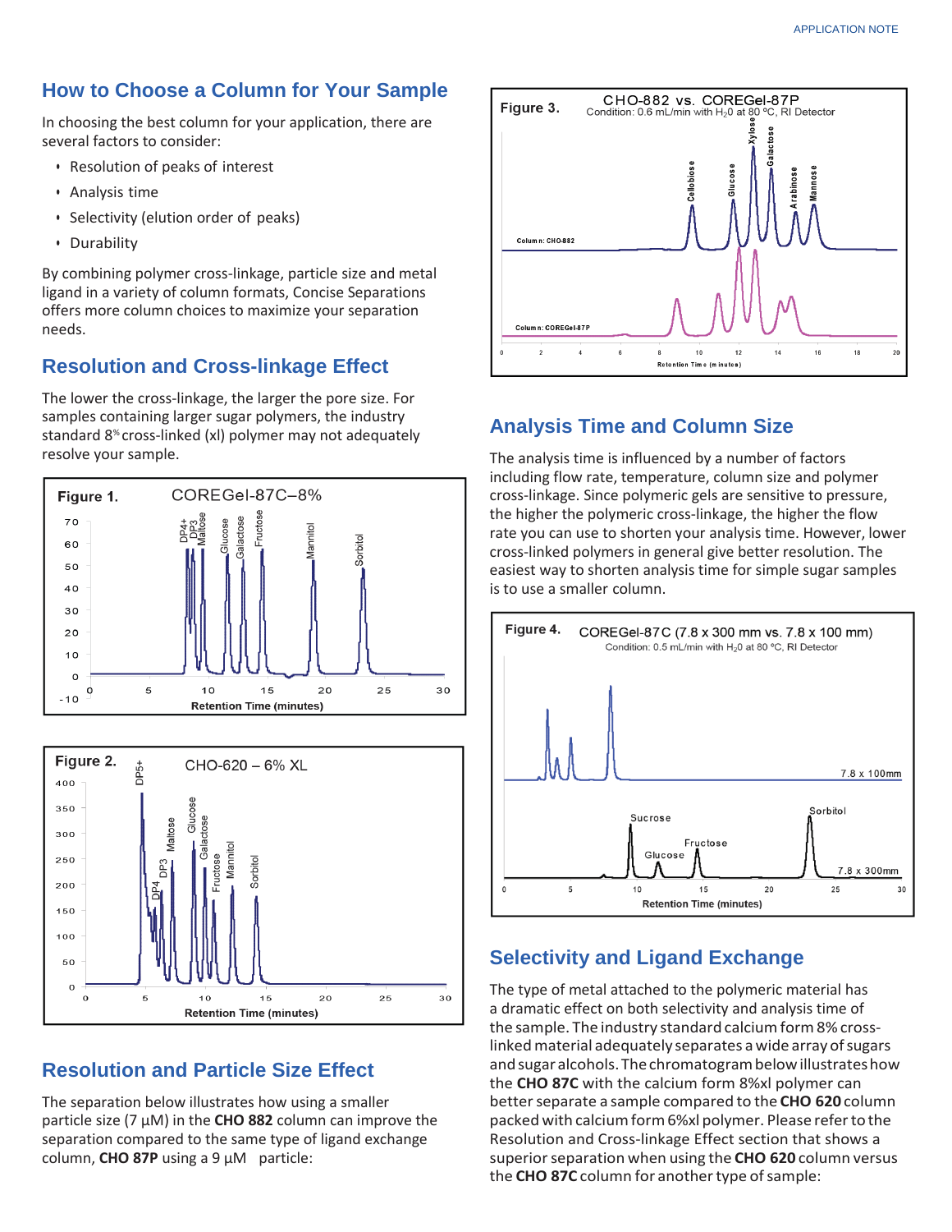## How to Choose a Column for Your Sample

In choosing the best column for your application, there are several factors to consider:

- Resolution of peaks of interest
- Analysis time
- Selectivity (elution order of peaks)
- Durability

By combining polymer cross-linkage, particle size and metal ligand in a variety of column formats, Concise Separations offers more column choices to maximize your separation needs.

## Resolution and Cross-linkage Effect

The lower the cross-linkage, the larger the pore size. For samples containing larger sugar polymers, the industry standard 8% cross-linked (xl) polymer may not adequately resolve your sample.

**Figure 1.** COREGel-87C–8%

**Figure 2.** CHO-620 – 6% XL

## Resolution and Particle Size Effect

The separation below illustrates how using a smaller particle size (7 µM) in the **CHO 882** column can improve the separation compared to the same type of ligand exchange column, **CHO 87P** using a 9 µM particle:

**Figure 3.** CHO-882 vs. COREGel-87P
Condition: 0.6 mL/min with $H_2O$ at 80 °C, RI Detector

## Analysis Time and Column Size

The analysis time is influenced by a number of factors including flow rate, temperature, column size and polymer cross-linkage. Since polymeric gels are sensitive to pressure, the higher the polymeric cross-linkage, the higher the flow rate you can use to shorten your analysis time. However, lower cross-linked polymers in general give better resolution. The easiest way to shorten analysis time for simple sugar samples is to use a smaller column.

**Figure 4.** COREGel-87C (7.8 x 300 mm vs. 7.8 x 100 mm)
Condition: 0.5 mL/min with $H_2O$ at 80 °C, RI Detector

## Selectivity and Ligand Exchange

The type of metal attached to the polymeric material has a dramatic effect on both selectivity and analysis time of the sample. The industry standard calcium form 8% cross-linked material adequately separates a wide array of sugars and sugar alcohols. The chromatogram below illustrates how the **CHO 87C** with the calcium form 8%xl polymer can better separate a sample compared to the **CHO 620** column packed with calcium form 6%xl polymer. Please refer to the Resolution and Cross-linkage Effect section that shows a superior separation when using the **CHO 620** column versus the **CHO 87C** column for another type of sample: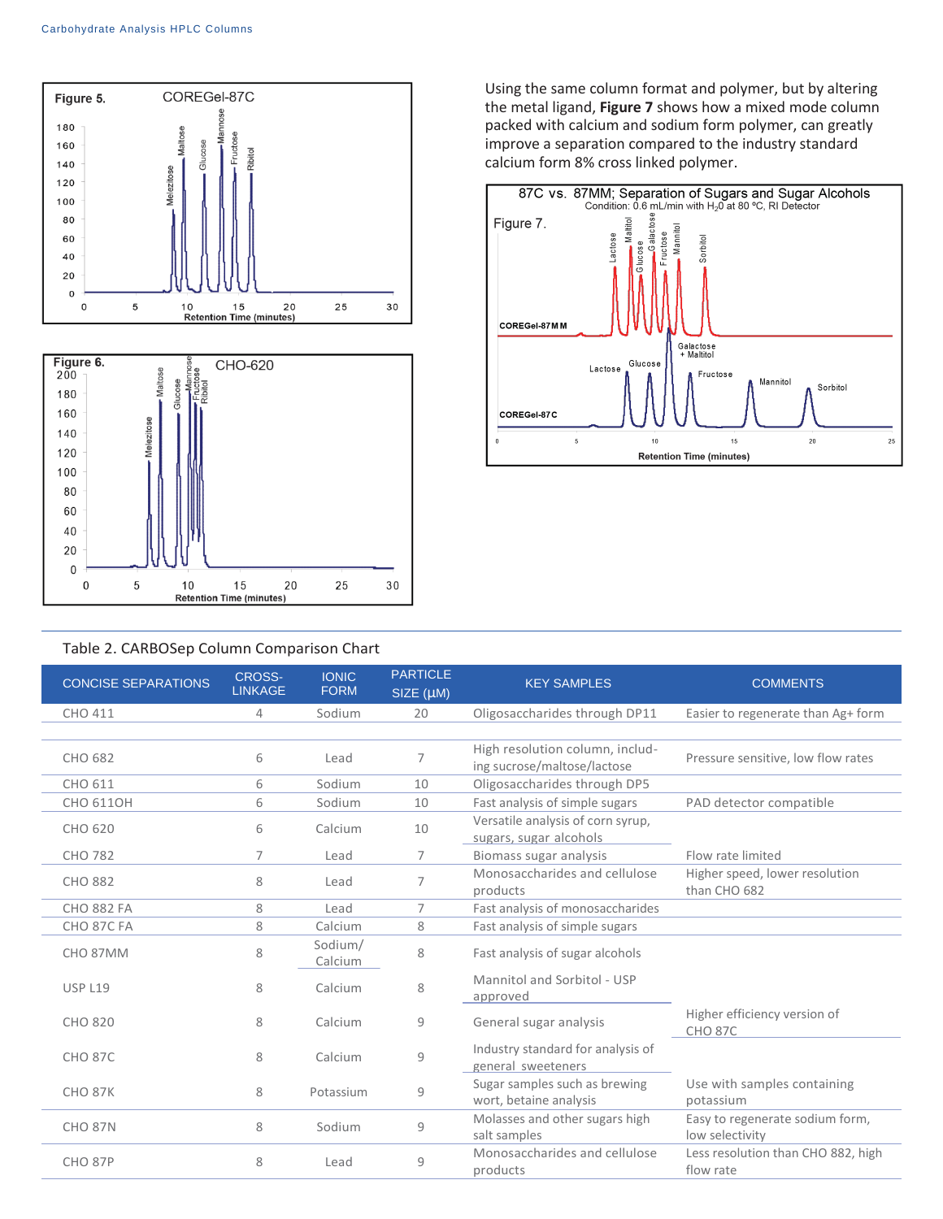Using the same column format and polymer, but by altering the metal ligand, **Figure 7** shows how a mixed mode column packed with calcium and sodium form polymer, can greatly improve a separation compared to the industry standard calcium form 8% cross linked polymer.

Figure 5. COREGel-87C

Figure 6. CHO-620

Figure 7. 87C vs. 87MM; Separation of Sugars and Sugar Alcohols
Condition: 0.6 mL/min with $H_2O$ at 80 °C, RI Detector

Table 2. CARBOSep Column Comparison Chart

| CONCISE SEPARATIONS | CROSS-LINKAGE | IONIC FORM | PARTICLE SIZE (μM) | KEY SAMPLES | COMMENTS |
|---|---|---|---|---|---|
| CHO 411 | 4 | Sodium | 20 | Oligosaccharides through DP11 | Easier to regenerate than Ag+ form |
| CHO 682 | 6 | Lead | 7 | High resolution column, including sucrose/maltose/lactose | Pressure sensitive, low flow rates |
| CHO 611 | 6 | Sodium | 10 | Oligosaccharides through DP5 | |
| CHO 611OH | 6 | Sodium | 10 | Fast analysis of simple sugars | PAD detector compatible |
| CHO 620 | 6 | Calcium | 10 | Versatile analysis of corn syrup, sugars, sugar alcohols | |
| CHO 782 | 7 | Lead | 7 | Biomass sugar analysis | Flow rate limited |
| CHO 882 | 8 | Lead | 7 | Monosaccharides and cellulose products | Higher speed, lower resolution than CHO 682 |
| CHO 882 FA | 8 | Lead | 7 | Fast analysis of monosaccharides | |
| CHO 87C FA | 8 | Calcium | 8 | Fast analysis of simple sugars | |
| CHO 87MM | 8 | Sodium/ Calcium | 8 | Fast analysis of sugar alcohols | |
| USP L19 | 8 | Calcium | 8 | Mannitol and Sorbitol - USP approved | |
| CHO 820 | 8 | Calcium | 9 | General sugar analysis | Higher efficiency version of CHO 87C |
| CHO 87C | 8 | Calcium | 9 | Industry standard for analysis of general sweeteners | |
| CHO 87K | 8 | Potassium | 9 | Sugar samples such as brewing wort, betaine analysis | Use with samples containing potassium |
| CHO 87N | 8 | Sodium | 9 | Molasses and other sugars high salt samples | Easy to regenerate sodium form, low selectivity |
| CHO 87P | 8 | Lead | 9 | Monosaccharides and cellulose products | Less resolution than CHO 882, high flow rate |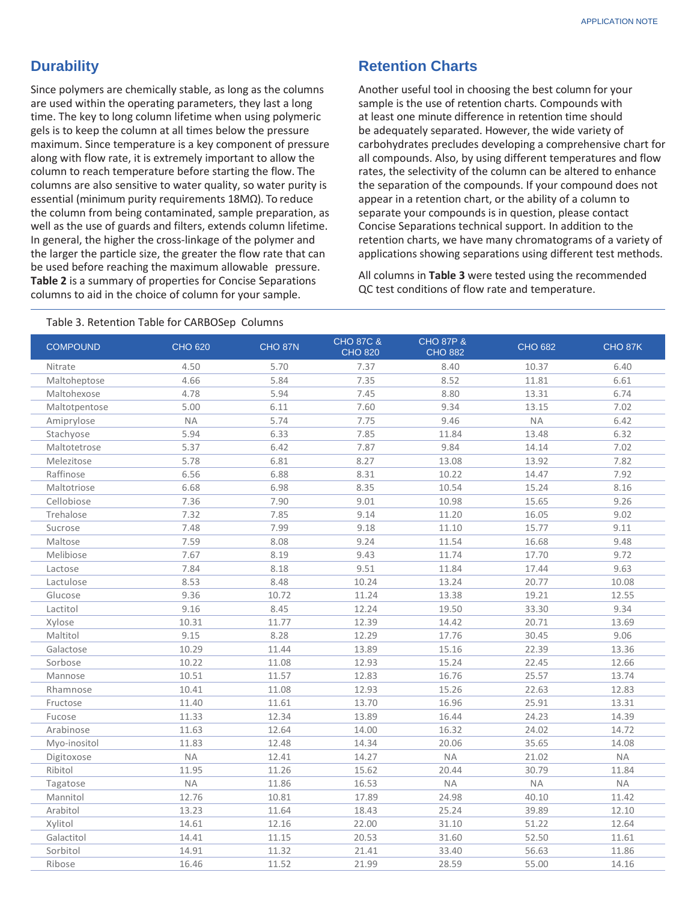## Durability

Since polymers are chemically stable, as long as the columns are used within the operating parameters, they last a long time. The key to long column lifetime when using polymeric gels is to keep the column at all times below the pressure maximum. Since temperature is a key component of pressure along with flow rate, it is extremely important to allow the column to reach temperature before starting the flow. The columns are also sensitive to water quality, so water purity is essential (minimum purity requirements 18MΩ). To reduce the column from being contaminated, sample preparation, as well as the use of guards and filters, extends column lifetime. In general, the higher the cross-linkage of the polymer and the larger the particle size, the greater the flow rate that can be used before reaching the maximum allowable pressure. **Table 2** is a summary of properties for Concise Separations columns to aid in the choice of column for your sample.

## Retention Charts

Another useful tool in choosing the best column for your sample is the use of retention charts. Compounds with at least one minute difference in retention time should be adequately separated. However, the wide variety of carbohydrates precludes developing a comprehensive chart for all compounds. Also, by using different temperatures and flow rates, the selectivity of the column can be altered to enhance the separation of the compounds. If your compound does not appear in a retention chart, or the ability of a column to separate your compounds is in question, please contact Concise Separations technical support. In addition to the retention charts, we have many chromatograms of a variety of applications showing separations using different test methods.

All columns in **Table 3** were tested using the recommended QC test conditions of flow rate and temperature.

Table 3. Retention Table for CARBOSep Columns

| COMPOUND | CHO 620 | CHO 87N | CHO 87C & CHO 820 | CHO 87P & CHO 882 | CHO 682 | CHO 87K |
|---|---|---|---|---|---|---|
| Nitrate | 4.50 | 5.70 | 7.37 | 8.40 | 10.37 | 6.40 |
| Maltoheptose | 4.66 | 5.84 | 7.35 | 8.52 | 11.81 | 6.61 |
| Maltohexose | 4.78 | 5.94 | 7.45 | 8.80 | 13.31 | 6.74 |
| Maltotpentose | 5.00 | 6.11 | 7.60 | 9.34 | 13.15 | 7.02 |
| Amiprylose | NA | 5.74 | 7.75 | 9.46 | NA | 6.42 |
| Stachyose | 5.94 | 6.33 | 7.85 | 11.84 | 13.48 | 6.32 |
| Maltotetrose | 5.37 | 6.42 | 7.87 | 9.84 | 14.14 | 7.02 |
| Melezitose | 5.78 | 6.81 | 8.27 | 13.08 | 13.92 | 7.82 |
| Raffinose | 6.56 | 6.88 | 8.31 | 10.22 | 14.47 | 7.92 |
| Maltotriose | 6.68 | 6.98 | 8.35 | 10.54 | 15.24 | 8.16 |
| Cellobiose | 7.36 | 7.90 | 9.01 | 10.98 | 15.65 | 9.26 |
| Trehalose | 7.32 | 7.85 | 9.14 | 11.20 | 16.05 | 9.02 |
| Sucrose | 7.48 | 7.99 | 9.18 | 11.10 | 15.77 | 9.11 |
| Maltose | 7.59 | 8.08 | 9.24 | 11.54 | 16.68 | 9.48 |
| Melibiose | 7.67 | 8.19 | 9.43 | 11.74 | 17.70 | 9.72 |
| Lactose | 7.84 | 8.18 | 9.51 | 11.84 | 17.44 | 9.63 |
| Lactulose | 8.53 | 8.48 | 10.24 | 13.24 | 20.77 | 10.08 |
| Glucose | 9.36 | 10.72 | 11.24 | 13.38 | 19.21 | 12.55 |
| Lactitol | 9.16 | 8.45 | 12.24 | 19.50 | 33.30 | 9.34 |
| Xylose | 10.31 | 11.77 | 12.39 | 14.42 | 20.71 | 13.69 |
| Maltitol | 9.15 | 8.28 | 12.29 | 17.76 | 30.45 | 9.06 |
| Galactose | 10.29 | 11.44 | 13.89 | 15.16 | 22.39 | 13.36 |
| Sorbose | 10.22 | 11.08 | 12.93 | 15.24 | 22.45 | 12.66 |
| Mannose | 10.51 | 11.57 | 12.83 | 16.76 | 25.57 | 13.74 |
| Rhamnose | 10.41 | 11.08 | 12.93 | 15.26 | 22.63 | 12.83 |
| Fructose | 11.40 | 11.61 | 13.70 | 16.96 | 25.91 | 13.31 |
| Fucose | 11.33 | 12.34 | 13.89 | 16.44 | 24.23 | 14.39 |
| Arabinose | 11.63 | 12.64 | 14.00 | 16.32 | 24.02 | 14.72 |
| Myo-inositol | 11.83 | 12.48 | 14.34 | 20.06 | 35.65 | 14.08 |
| Digitoxose | NA | 12.41 | 14.27 | NA | 21.02 | NA |
| Ribitol | 11.95 | 11.26 | 15.62 | 20.44 | 30.79 | 11.84 |
| Tagatose | NA | 11.86 | 16.53 | NA | NA | NA |
| Mannitol | 12.76 | 10.81 | 17.89 | 24.98 | 40.10 | 11.42 |
| Arabitol | 13.23 | 11.64 | 18.43 | 25.24 | 39.89 | 12.10 |
| Xylitol | 14.61 | 12.16 | 22.00 | 31.10 | 51.22 | 12.64 |
| Galactitol | 14.41 | 11.15 | 20.53 | 31.60 | 52.50 | 11.61 |
| Sorbitol | 14.91 | 11.32 | 21.41 | 33.40 | 56.63 | 11.86 |
| Ribose | 16.46 | 11.52 | 21.99 | 28.59 | 55.00 | 14.16 |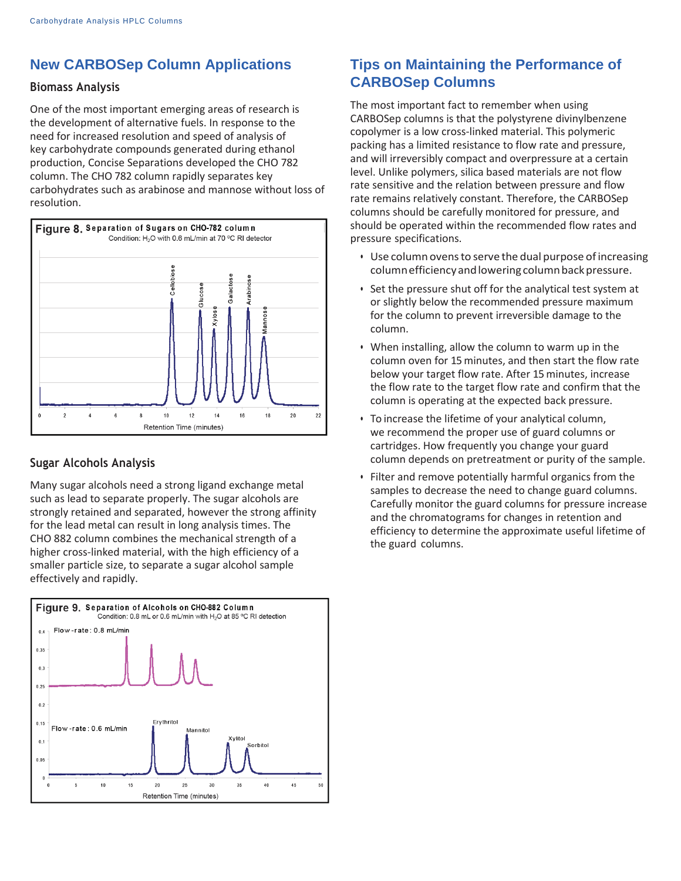## New CARBOSep Column Applications

### Biomass Analysis

One of the most important emerging areas of research is the development of alternative fuels. In response to the need for increased resolution and speed of analysis of key carbohydrate compounds generated during ethanol production, Concise Separations developed the CHO 782 column. The CHO 782 column rapidly separates key carbohydrates such as arabinose and mannose without loss of resolution.

**Figure 8.** Separation of Sugars on CHO-782 column
Condition: $H_2O$ with 0.6 mL/min at 70 °C RI detector

### Sugar Alcohols Analysis

Many sugar alcohols need a strong ligand exchange metal such as lead to separate properly. The sugar alcohols are strongly retained and separated, however the strong affinity for the lead metal can result in long analysis times. The CHO 882 column combines the mechanical strength of a higher cross-linked material, with the high efficiency of a smaller particle size, to separate a sugar alcohol sample effectively and rapidly.

**Figure 9.** Separation of Alcohols on CHO-882 Column
Condition: 0.8 mL or 0.6 mL/min with $H_2O$ at 85 °C RI detection

## Tips on Maintaining the Performance of CARBOSep Columns

The most important fact to remember when using CARBOSep columns is that the polystyrene divinylbenzene copolymer is a low cross-linked material. This polymeric packing has a limited resistance to flow rate and pressure, and will irreversibly compact and overpressure at a certain level. Unlike polymers, silica based materials are not flow rate sensitive and the relation between pressure and flow rate remains relatively constant. Therefore, the CARBOSep columns should be carefully monitored for pressure, and should be operated within the recommended flow rates and pressure specifications.

- Use column ovens to serve the dual purpose of increasing column efficiency and lowering column back pressure.
- Set the pressure shut off for the analytical test system at or slightly below the recommended pressure maximum for the column to prevent irreversible damage to the column.
- When installing, allow the column to warm up in the column oven for 15 minutes, and then start the flow rate below your target flow rate. After 15 minutes, increase the flow rate to the target flow rate and confirm that the column is operating at the expected back pressure.
- To increase the lifetime of your analytical column, we recommend the proper use of guard columns or cartridges. How frequently you change your guard column depends on pretreatment or purity of the sample.
- Filter and remove potentially harmful organics from the samples to decrease the need to change guard columns. Carefully monitor the guard columns for pressure increase and the chromatograms for changes in retention and efficiency to determine the approximate useful lifetime of the guard columns.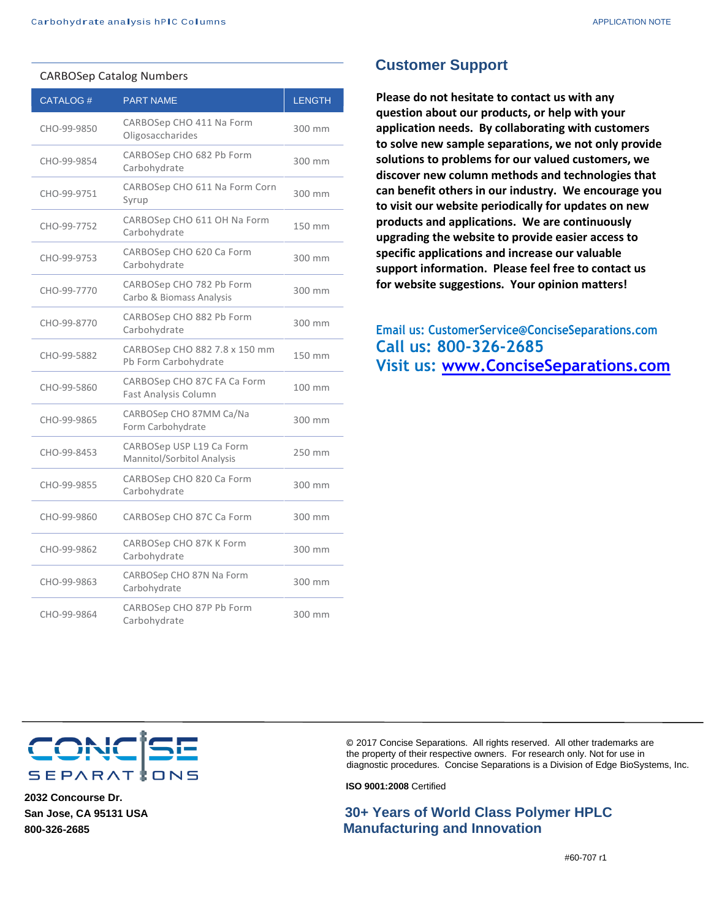## CARBOSep Catalog Numbers

| CATALOG # | PART NAME | LENGTH |
|---|---|---|
| CHO-99-9850 | CARBOSep CHO 411 Na Form Oligosaccharides | 300 mm |
| CHO-99-9854 | CARBOSep CHO 682 Pb Form Carbohydrate | 300 mm |
| CHO-99-9751 | CARBOSep CHO 611 Na Form Corn Syrup | 300 mm |
| CHO-99-7752 | CARBOSep CHO 611 OH Na Form Carbohydrate | 150 mm |
| CHO-99-9753 | CARBOSep CHO 620 Ca Form Carbohydrate | 300 mm |
| CHO-99-7770 | CARBOSep CHO 782 Pb Form Carbo & Biomass Analysis | 300 mm |
| CHO-99-8770 | CARBOSep CHO 882 Pb Form Carbohydrate | 300 mm |
| CHO-99-5882 | CARBOSep CHO 882 7.8 x 150 mm Pb Form Carbohydrate | 150 mm |
| CHO-99-5860 | CARBOSep CHO 87C FA Ca Form Fast Analysis Column | 100 mm |
| CHO-99-9865 | CARBOSep CHO 87MM Ca/Na Form Carbohydrate | 300 mm |
| CHO-99-8453 | CARBOSep USP L19 Ca Form Mannitol/Sorbitol Analysis | 250 mm |
| CHO-99-9855 | CARBOSep CHO 820 Ca Form Carbohydrate | 300 mm |
| CHO-99-9860 | CARBOSep CHO 87C Ca Form | 300 mm |
| CHO-99-9862 | CARBOSep CHO 87K K Form Carbohydrate | 300 mm |
| CHO-99-9863 | CARBOSep CHO 87N Na Form Carbohydrate | 300 mm |
| CHO-99-9864 | CARBOSep CHO 87P Pb Form Carbohydrate | 300 mm |

## Customer Support

**Please do not hesitate to contact us with any question about our products, or help with your application needs. By collaborating with customers to solve new sample separations, we not only provide solutions to problems for our valued customers, we discover new column methods and technologies that can benefit others in our industry. We encourage you to visit our website periodically for updates on new products and applications. We are continuously upgrading the website to provide easier access to specific applications and increase our valuable support information. Please feel free to contact us for website suggestions. Your opinion matters!**

**Email us: CustomerService@ConciseSeparations.com**
**Call us: 800-326-2685**
**Visit us: www.ConciseSeparations.com**

CONCISE SEPARATIONS

**2032 Concourse Dr.**
**San Jose, CA 95131 USA**
**800-326-2685**

© 2017 Concise Separations. All rights reserved. All other trademarks are the property of their respective owners. For research only. Not for use in diagnostic procedures. Concise Separations is a Division of Edge BioSystems, Inc.

**ISO 9001:2008** Certified

**30+ Years of World Class Polymer HPLC Manufacturing and Innovation**

#60-707 r1